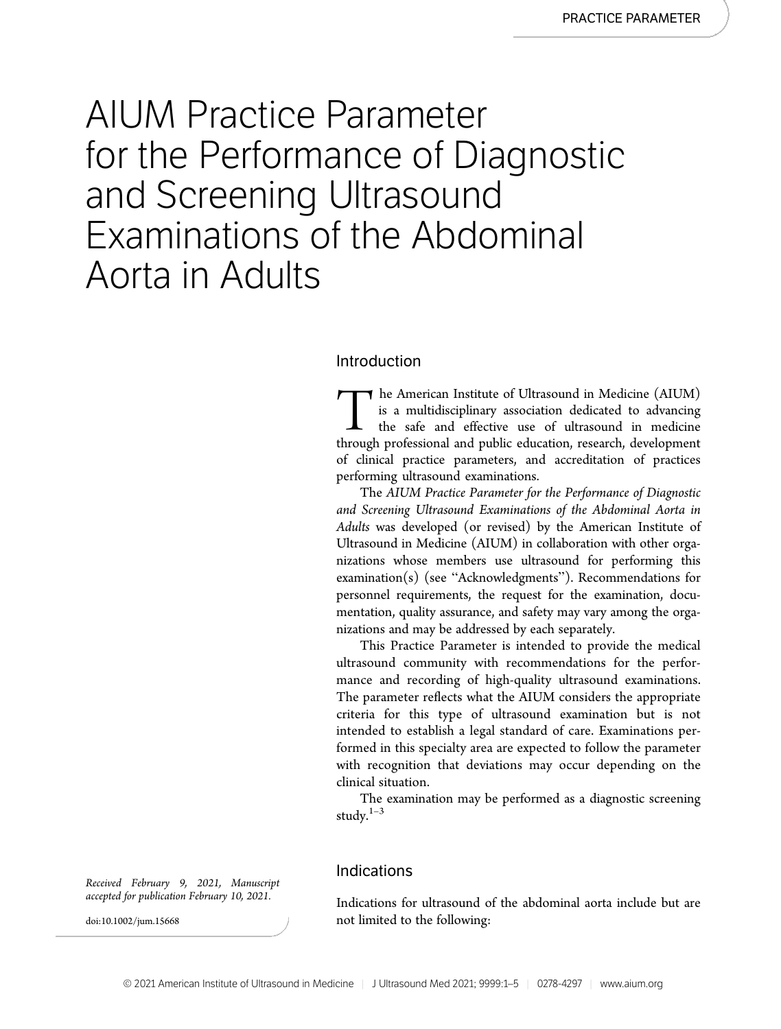# AIUM Practice Parameter for the Performance of Diagnostic and Screening Ultrasound Examinations of the Abdominal Aorta in Adults

## Introduction

The American Institute of Ultrasound in Medicine (AIUM) is a multidisciplinary association dedicated to advancing the safe and effective use of ultrasound in medicine through professional and public education, research, development of clinical practice parameters, and accreditation of practices performing ultrasound examinations.

The *AIUM Practice Parameter for the Performance of Diagnostic and Screening Ultrasound Examinations of the Abdominal Aorta in Adults* was developed (or revised) by the American Institute of Ultrasound in Medicine (AIUM) in collaboration with other organizations whose members use ultrasound for performing this examination(s) (see "Acknowledgments"). Recommendations for personnel requirements, the request for the examination, documentation, quality assurance, and safety may vary among the organizations and may be addressed by each separately.

This Practice Parameter is intended to provide the medical ultrasound community with recommendations for the performance and recording of high-quality ultrasound examinations. The parameter reflects what the AIUM considers the appropriate criteria for this type of ultrasound examination but is not intended to establish a legal standard of care. Examinations performed in this specialty area are expected to follow the parameter with recognition that deviations may occur depending on the clinical situation.

The examination may be performed as a diagnostic screening study.[1–3]

## Indications

Indications for ultrasound of the abdominal aorta include but are not limited to the following:

*Received February 9, 2021, Manuscript accepted for publication February 10, 2021.*

doi:10.1002/jum.15668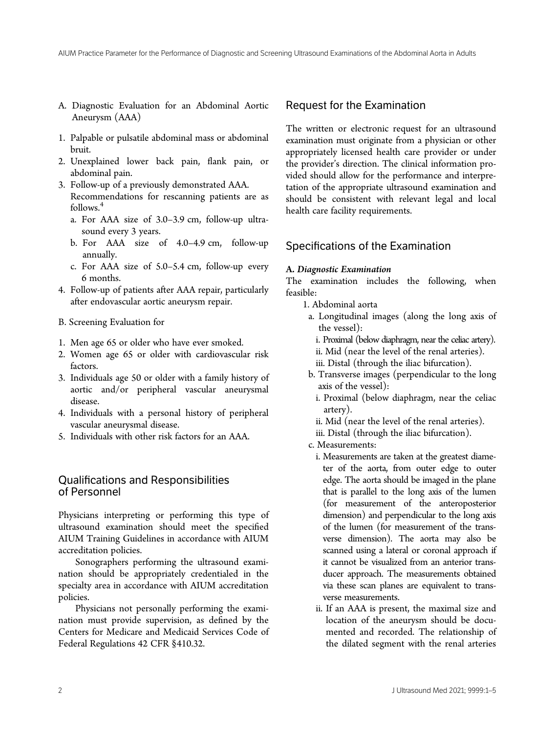A. Diagnostic Evaluation for an Abdominal Aortic Aneurysm (AAA)

1. Palpable or pulsatile abdominal mass or abdominal bruit.
2. Unexplained lower back pain, flank pain, or abdominal pain.
3. Follow-up of a previously demonstrated AAA. Recommendations for rescanning patients are as follows.[4]
   a. For AAA size of 3.0–3.9 cm, follow-up ultrasound every 3 years.
   b. For AAA size of 4.0–4.9 cm, follow-up annually.
   c. For AAA size of 5.0–5.4 cm, follow-up every 6 months.
4. Follow-up of patients after AAA repair, particularly after endovascular aortic aneurysm repair.

B. Screening Evaluation for

1. Men age 65 or older who have ever smoked.
2. Women age 65 or older with cardiovascular risk factors.
3. Individuals age 50 or older with a family history of aortic and/or peripheral vascular aneurysmal disease.
4. Individuals with a personal history of peripheral vascular aneurysmal disease.
5. Individuals with other risk factors for an AAA.

## Qualifications and Responsibilities of Personnel

Physicians interpreting or performing this type of ultrasound examination should meet the specified AIUM Training Guidelines in accordance with AIUM accreditation policies.

Sonographers performing the ultrasound examination should be appropriately credentialed in the specialty area in accordance with AIUM accreditation policies.

Physicians not personally performing the examination must provide supervision, as defined by the Centers for Medicare and Medicaid Services Code of Federal Regulations 42 CFR §410.32.

## Request for the Examination

The written or electronic request for an ultrasound examination must originate from a physician or other appropriately licensed health care provider or under the provider's direction. The clinical information provided should allow for the performance and interpretation of the appropriate ultrasound examination and should be consistent with relevant legal and local health care facility requirements.

## Specifications of the Examination

***A. Diagnostic Examination***

The examination includes the following, when feasible:

1. Abdominal aorta
   a. Longitudinal images (along the long axis of the vessel):
      i. Proximal (below diaphragm, near the celiac artery).
      ii. Mid (near the level of the renal arteries).
      iii. Distal (through the iliac bifurcation).
   b. Transverse images (perpendicular to the long axis of the vessel):
      i. Proximal (below diaphragm, near the celiac artery).
      ii. Mid (near the level of the renal arteries).
      iii. Distal (through the iliac bifurcation).
   c. Measurements:
      i. Measurements are taken at the greatest diameter of the aorta, from outer edge to outer edge. The aorta should be imaged in the plane that is parallel to the long axis of the lumen (for measurement of the anteroposterior dimension) and perpendicular to the long axis of the lumen (for measurement of the transverse dimension). The aorta may also be scanned using a lateral or coronal approach if it cannot be visualized from an anterior transducer approach. The measurements obtained via these scan planes are equivalent to transverse measurements.
      ii. If an AAA is present, the maximal size and location of the aneurysm should be documented and recorded. The relationship of the dilated segment with the renal arteries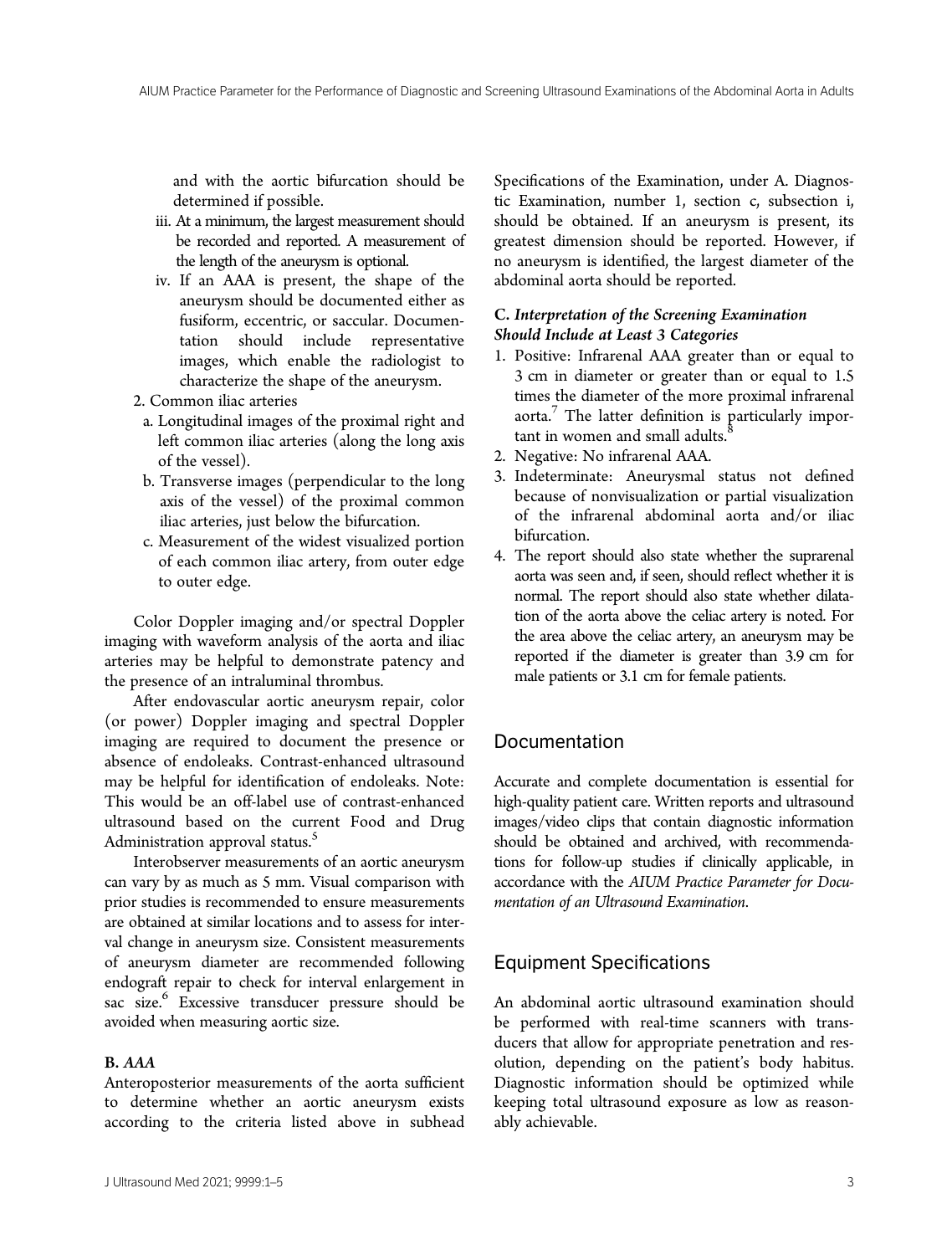and with the aortic bifurcation should be determined if possible.

iii. At a minimum, the largest measurement should be recorded and reported. A measurement of the length of the aneurysm is optional.

iv. If an AAA is present, the shape of the aneurysm should be documented either as fusiform, eccentric, or saccular. Documentation should include representative images, which enable the radiologist to characterize the shape of the aneurysm.

2. Common iliac arteries
   a. Longitudinal images of the proximal right and left common iliac arteries (along the long axis of the vessel).
   b. Transverse images (perpendicular to the long axis of the vessel) of the proximal common iliac arteries, just below the bifurcation.
   c. Measurement of the widest visualized portion of each common iliac artery, from outer edge to outer edge.

Color Doppler imaging and/or spectral Doppler imaging with waveform analysis of the aorta and iliac arteries may be helpful to demonstrate patency and the presence of an intraluminal thrombus.

After endovascular aortic aneurysm repair, color (or power) Doppler imaging and spectral Doppler imaging are required to document the presence or absence of endoleaks. Contrast-enhanced ultrasound may be helpful for identification of endoleaks. Note: This would be an off-label use of contrast-enhanced ultrasound based on the current Food and Drug Administration approval status.[5]

Interobserver measurements of an aortic aneurysm can vary by as much as 5 mm. Visual comparison with prior studies is recommended to ensure measurements are obtained at similar locations and to assess for interval change in aneurysm size. Consistent measurements of aneurysm diameter are recommended following endograft repair to check for interval enlargement in sac size.[6] Excessive transducer pressure should be avoided when measuring aortic size.

### B. *AAA*

Anteroposterior measurements of the aorta sufficient to determine whether an aortic aneurysm exists according to the criteria listed above in subhead Specifications of the Examination, under A. Diagnostic Examination, number 1, section c, subsection i, should be obtained. If an aneurysm is present, its greatest dimension should be reported. However, if no aneurysm is identified, the largest diameter of the abdominal aorta should be reported.

### C. *Interpretation of the Screening Examination Should Include at Least 3 Categories*

1. Positive: Infrarenal AAA greater than or equal to 3 cm in diameter or greater than or equal to 1.5 times the diameter of the more proximal infrarenal aorta.[7] The latter definition is particularly important in women and small adults.[8]
2. Negative: No infrarenal AAA.
3. Indeterminate: Aneurysmal status not defined because of nonvisualization or partial visualization of the infrarenal abdominal aorta and/or iliac bifurcation.
4. The report should also state whether the suprarenal aorta was seen and, if seen, should reflect whether it is normal. The report should also state whether dilatation of the aorta above the celiac artery is noted. For the area above the celiac artery, an aneurysm may be reported if the diameter is greater than 3.9 cm for male patients or 3.1 cm for female patients.

## Documentation

Accurate and complete documentation is essential for high-quality patient care. Written reports and ultrasound images/video clips that contain diagnostic information should be obtained and archived, with recommendations for follow-up studies if clinically applicable, in accordance with the *AIUM Practice Parameter for Documentation of an Ultrasound Examination*.

## Equipment Specifications

An abdominal aortic ultrasound examination should be performed with real-time scanners with transducers that allow for appropriate penetration and resolution, depending on the patient's body habitus. Diagnostic information should be optimized while keeping total ultrasound exposure as low as reasonably achievable.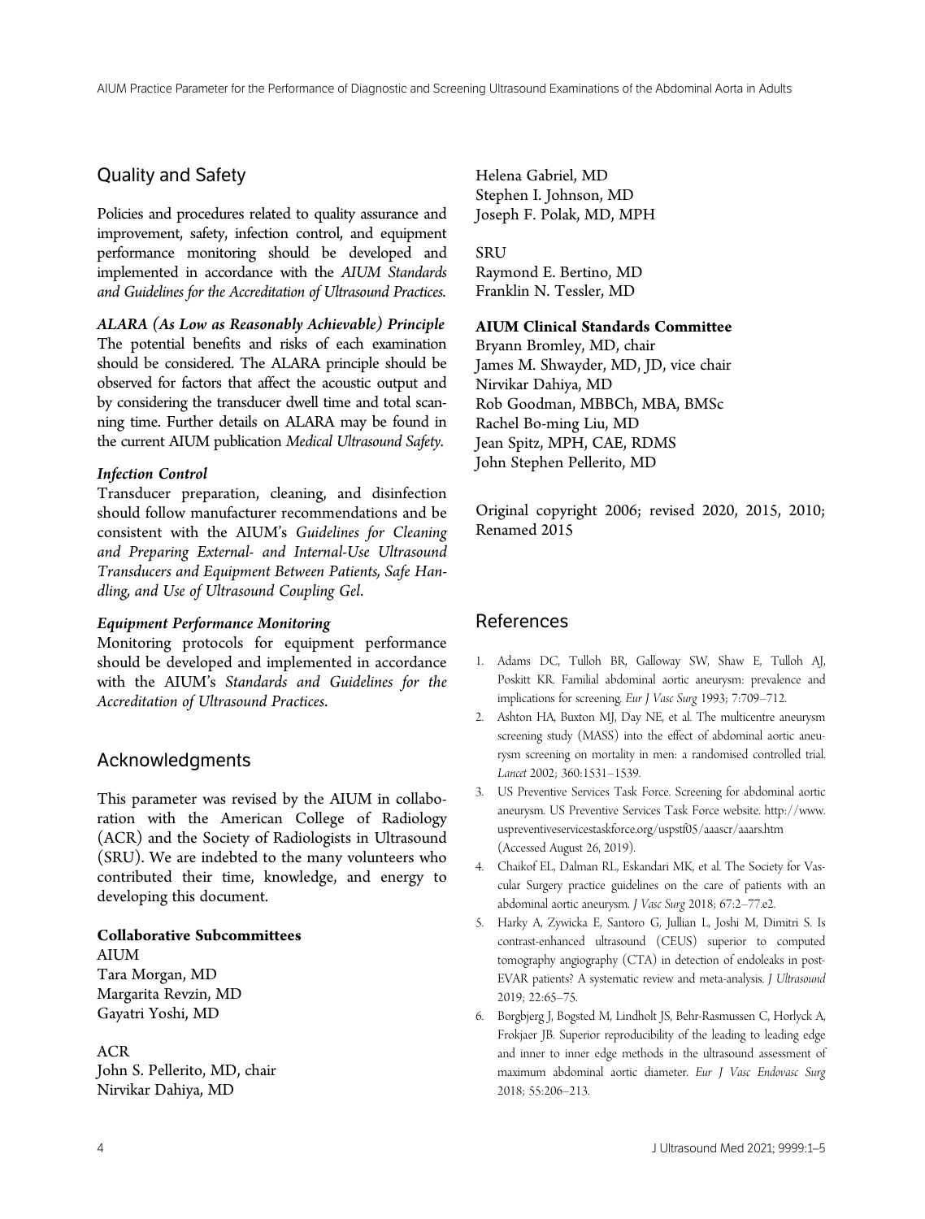## Quality and Safety

Policies and procedures related to quality assurance and improvement, safety, infection control, and equipment performance monitoring should be developed and implemented in accordance with the *AIUM Standards and Guidelines for the Accreditation of Ultrasound Practices*.

### *ALARA (As Low as Reasonably Achievable) Principle*

The potential benefits and risks of each examination should be considered. The ALARA principle should be observed for factors that affect the acoustic output and by considering the transducer dwell time and total scanning time. Further details on ALARA may be found in the current AIUM publication *Medical Ultrasound Safety*.

### *Infection Control*

Transducer preparation, cleaning, and disinfection should follow manufacturer recommendations and be consistent with the AIUM's *Guidelines for Cleaning and Preparing External- and Internal-Use Ultrasound Transducers and Equipment Between Patients, Safe Handling, and Use of Ultrasound Coupling Gel*.

### *Equipment Performance Monitoring*

Monitoring protocols for equipment performance should be developed and implemented in accordance with the AIUM's *Standards and Guidelines for the Accreditation of Ultrasound Practices*.

## Acknowledgments

This parameter was revised by the AIUM in collaboration with the American College of Radiology (ACR) and the Society of Radiologists in Ultrasound (SRU). We are indebted to the many volunteers who contributed their time, knowledge, and energy to developing this document.

**Collaborative Subcommittees**

AIUM
Tara Morgan, MD
Margarita Revzin, MD
Gayatri Yoshi, MD

ACR
John S. Pellerito, MD, chair
Nirvikar Dahiya, MD
Helena Gabriel, MD
Stephen I. Johnson, MD
Joseph F. Polak, MD, MPH

SRU
Raymond E. Bertino, MD
Franklin N. Tessler, MD

**AIUM Clinical Standards Committee**

Bryann Bromley, MD, chair
James M. Shwayder, MD, JD, vice chair
Nirvikar Dahiya, MD
Rob Goodman, MBBCh, MBA, BMSc
Rachel Bo-ming Liu, MD
Jean Spitz, MPH, CAE, RDMS
John Stephen Pellerito, MD

Original copyright 2006; revised 2020, 2015, 2010; Renamed 2015

## References

1. Adams DC, Tulloh BR, Galloway SW, Shaw E, Tulloh AJ, Poskitt KR. Familial abdominal aortic aneurysm: prevalence and implications for screening. *Eur J Vasc Surg* 1993; 7:709–712.
2. Ashton HA, Buxton MJ, Day NE, et al. The multicentre aneurysm screening study (MASS) into the effect of abdominal aortic aneurysm screening on mortality in men: a randomised controlled trial. *Lancet* 2002; 360:1531–1539.
3. US Preventive Services Task Force. Screening for abdominal aortic aneurysm. US Preventive Services Task Force website. http://www.uspreventiveservicestaskforce.org/uspstf05/aaascr/aaars.htm (Accessed August 26, 2019).
4. Chaikof EL, Dalman RL, Eskandari MK, et al. The Society for Vascular Surgery practice guidelines on the care of patients with an abdominal aortic aneurysm. *J Vasc Surg* 2018; 67:2–77.e2.
5. Harky A, Zywicka E, Santoro G, Jullian L, Joshi M, Dimitri S. Is contrast-enhanced ultrasound (CEUS) superior to computed tomography angiography (CTA) in detection of endoleaks in post-EVAR patients? A systematic review and meta-analysis. *J Ultrasound* 2019; 22:65–75.
6. Borgbjerg J, Bogsted M, Lindholt JS, Behr-Rasmussen C, Horlyck A, Frokjaer JB. Superior reproducibility of the leading to leading edge and inner to inner edge methods in the ultrasound assessment of maximum abdominal aortic diameter. *Eur J Vasc Endovasc Surg* 2018; 55:206–213.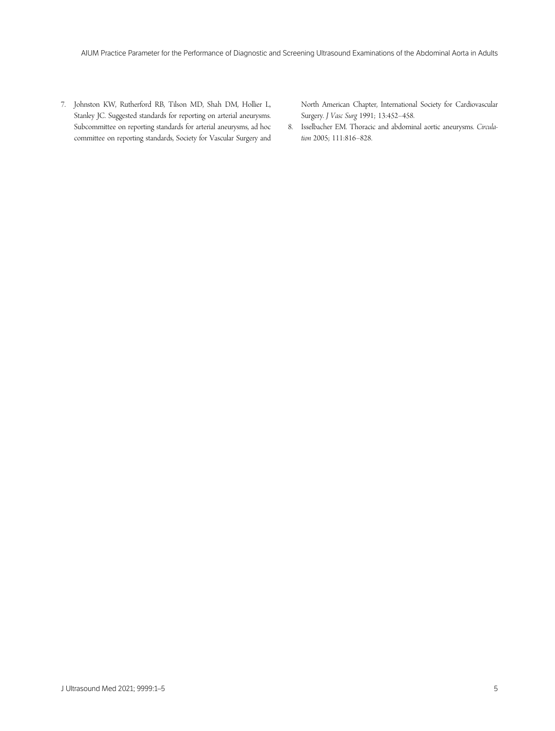7. Johnston KW, Rutherford RB, Tilson MD, Shah DM, Hollier L, Stanley JC. Suggested standards for reporting on arterial aneurysms. Subcommittee on reporting standards for arterial aneurysms, ad hoc committee on reporting standards, Society for Vascular Surgery and North American Chapter, International Society for Cardiovascular Surgery. *J Vasc Surg* 1991; 13:452–458.
8. Isselbacher EM. Thoracic and abdominal aortic aneurysms. *Circulation* 2005; 111:816–828.